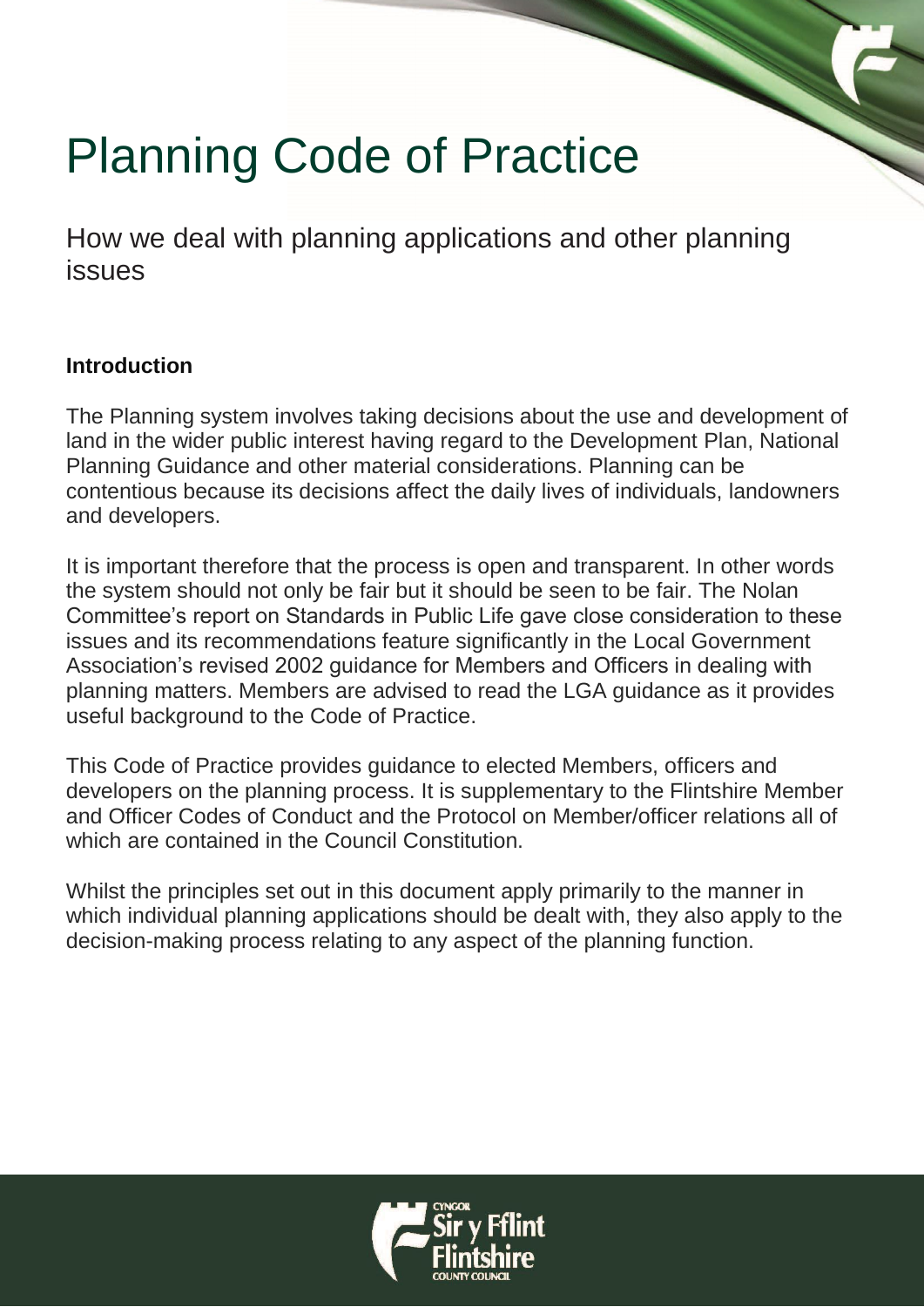# Planning Code of Practice

How we deal with planning applications and other planning issues

**Introduction**

The Planning system involves taking decisions about the use and development of land in the wider public interest having regard to the Development Plan, National Planning Guidance and other material considerations. Planning can be contentious because its decisions affect the daily lives of individuals, landowners and developers.

It is important therefore that the process is open and transparent. In other words the system should not only be fair but it should be seen to be fair. The Nolan Committee's report on Standards in Public Life gave close consideration to these issues and its recommendations feature significantly in the Local Government Association's revised 2002 guidance for Members and Officers in dealing with planning matters. Members are advised to read the LGA guidance as it provides useful background to the Code of Practice.

This Code of Practice provides guidance to elected Members, officers and developers on the planning process. It is supplementary to the Flintshire Member and Officer Codes of Conduct and the Protocol on Member/officer relations all of which are contained in the Council Constitution.

Whilst the principles set out in this document apply primarily to the manner in which individual planning applications should be dealt with, they also apply to the decision-making process relating to any aspect of the planning function.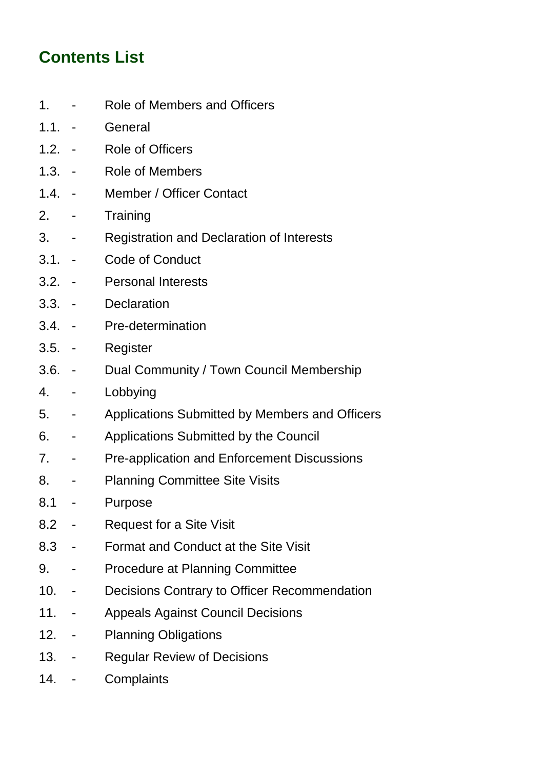## Contents List

1. - Role of Members and Officers
1.1. - General
1.2. - Role of Officers
1.3. - Role of Members
1.4. - Member / Officer Contact
2. - Training
3. - Registration and Declaration of Interests
3.1. - Code of Conduct
3.2. - Personal Interests
3.3. - Declaration
3.4. - Pre-determination
3.5. - Register
3.6. - Dual Community / Town Council Membership
4. - Lobbying
5. - Applications Submitted by Members and Officers
6. - Applications Submitted by the Council
7. - Pre-application and Enforcement Discussions
8. - Planning Committee Site Visits
8.1 - Purpose
8.2 - Request for a Site Visit
8.3 - Format and Conduct at the Site Visit
9. - Procedure at Planning Committee
10. - Decisions Contrary to Officer Recommendation
11. - Appeals Against Council Decisions
12. - Planning Obligations
13. - Regular Review of Decisions
14. - Complaints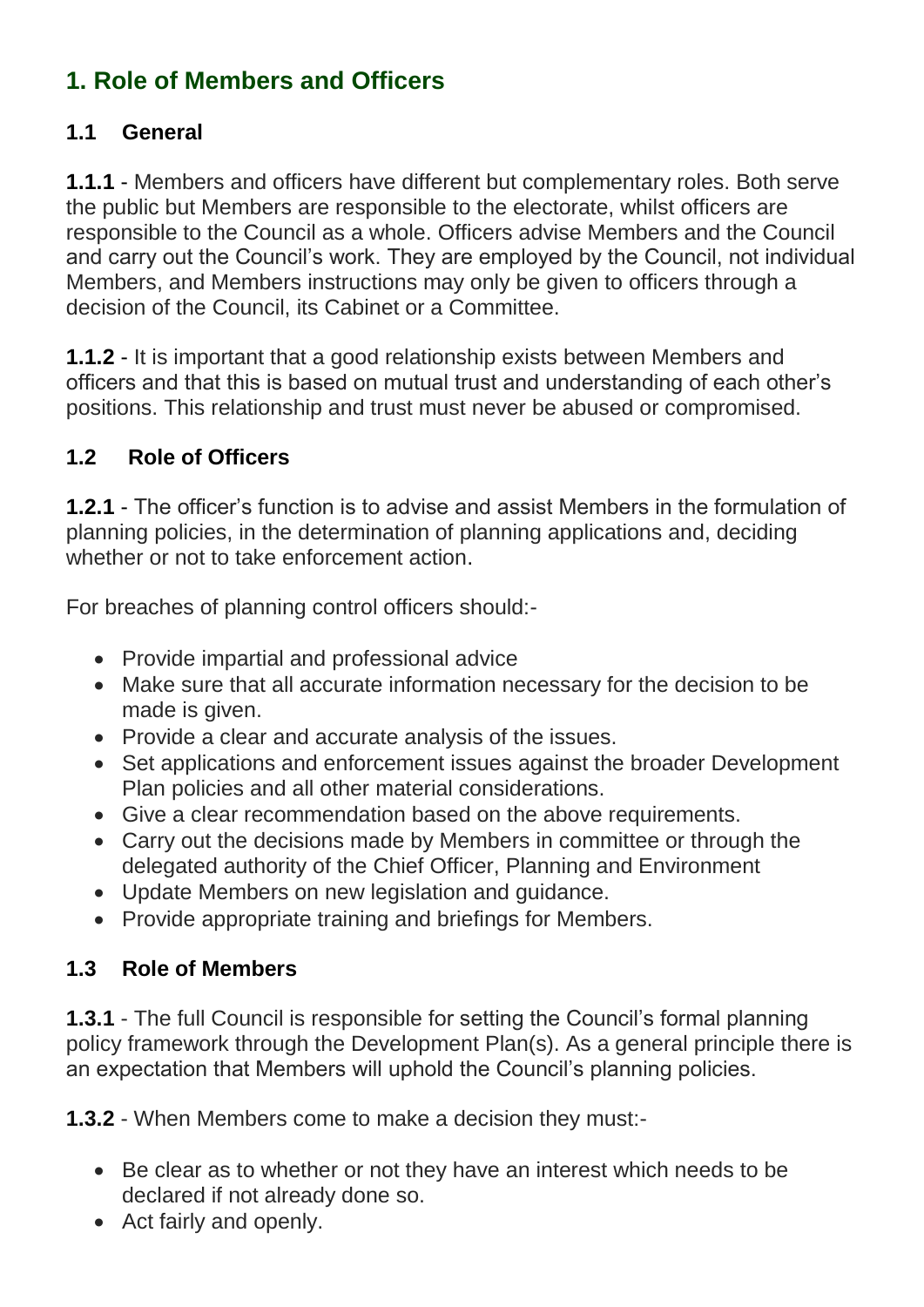## 1. Role of Members and Officers

### 1.1 General

**1.1.1** - Members and officers have different but complementary roles. Both serve the public but Members are responsible to the electorate, whilst officers are responsible to the Council as a whole. Officers advise Members and the Council and carry out the Council's work. They are employed by the Council, not individual Members, and Members instructions may only be given to officers through a decision of the Council, its Cabinet or a Committee.

**1.1.2** - It is important that a good relationship exists between Members and officers and that this is based on mutual trust and understanding of each other's positions. This relationship and trust must never be abused or compromised.

### 1.2 Role of Officers

**1.2.1** - The officer's function is to advise and assist Members in the formulation of planning policies, in the determination of planning applications and, deciding whether or not to take enforcement action.

For breaches of planning control officers should:-

- Provide impartial and professional advice
- Make sure that all accurate information necessary for the decision to be made is given.
- Provide a clear and accurate analysis of the issues.
- Set applications and enforcement issues against the broader Development Plan policies and all other material considerations.
- Give a clear recommendation based on the above requirements.
- Carry out the decisions made by Members in committee or through the delegated authority of the Chief Officer, Planning and Environment
- Update Members on new legislation and guidance.
- Provide appropriate training and briefings for Members.

### 1.3 Role of Members

**1.3.1** - The full Council is responsible for setting the Council's formal planning policy framework through the Development Plan(s). As a general principle there is an expectation that Members will uphold the Council's planning policies.

**1.3.2** - When Members come to make a decision they must:-

- Be clear as to whether or not they have an interest which needs to be declared if not already done so.
- Act fairly and openly.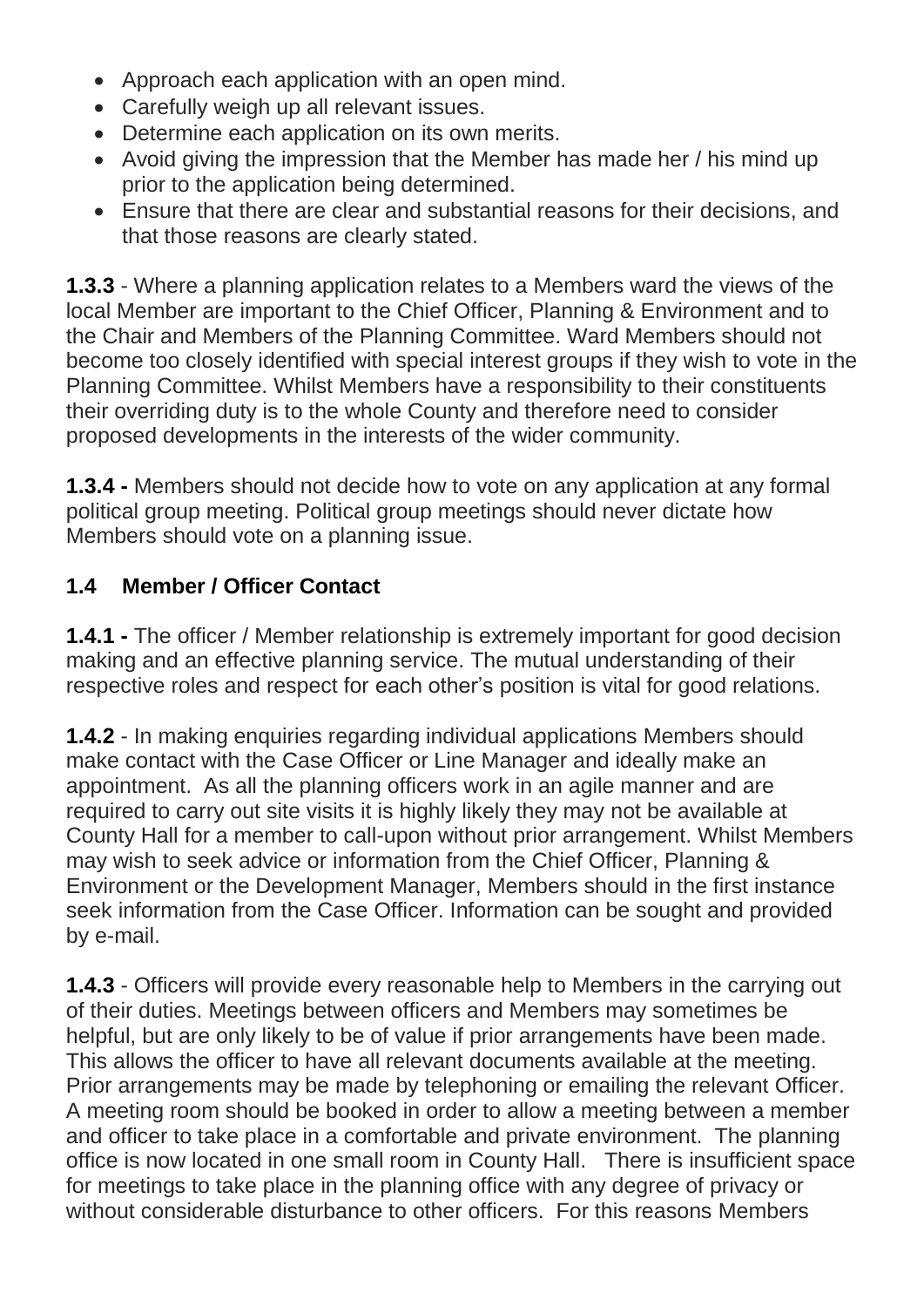- Approach each application with an open mind.
- Carefully weigh up all relevant issues.
- Determine each application on its own merits.
- Avoid giving the impression that the Member has made her / his mind up prior to the application being determined.
- Ensure that there are clear and substantial reasons for their decisions, and that those reasons are clearly stated.

**1.3.3** - Where a planning application relates to a Members ward the views of the local Member are important to the Chief Officer, Planning & Environment and to the Chair and Members of the Planning Committee. Ward Members should not become too closely identified with special interest groups if they wish to vote in the Planning Committee. Whilst Members have a responsibility to their constituents their overriding duty is to the whole County and therefore need to consider proposed developments in the interests of the wider community.

**1.3.4 -** Members should not decide how to vote on any application at any formal political group meeting. Political group meetings should never dictate how Members should vote on a planning issue.

## 1.4 Member / Officer Contact

**1.4.1 -** The officer / Member relationship is extremely important for good decision making and an effective planning service. The mutual understanding of their respective roles and respect for each other's position is vital for good relations.

**1.4.2** - In making enquiries regarding individual applications Members should make contact with the Case Officer or Line Manager and ideally make an appointment. As all the planning officers work in an agile manner and are required to carry out site visits it is highly likely they may not be available at County Hall for a member to call-upon without prior arrangement. Whilst Members may wish to seek advice or information from the Chief Officer, Planning & Environment or the Development Manager, Members should in the first instance seek information from the Case Officer. Information can be sought and provided by e-mail.

**1.4.3** - Officers will provide every reasonable help to Members in the carrying out of their duties. Meetings between officers and Members may sometimes be helpful, but are only likely to be of value if prior arrangements have been made. This allows the officer to have all relevant documents available at the meeting. Prior arrangements may be made by telephoning or emailing the relevant Officer. A meeting room should be booked in order to allow a meeting between a member and officer to take place in a comfortable and private environment. The planning office is now located in one small room in County Hall. There is insufficient space for meetings to take place in the planning office with any degree of privacy or without considerable disturbance to other officers. For this reasons Members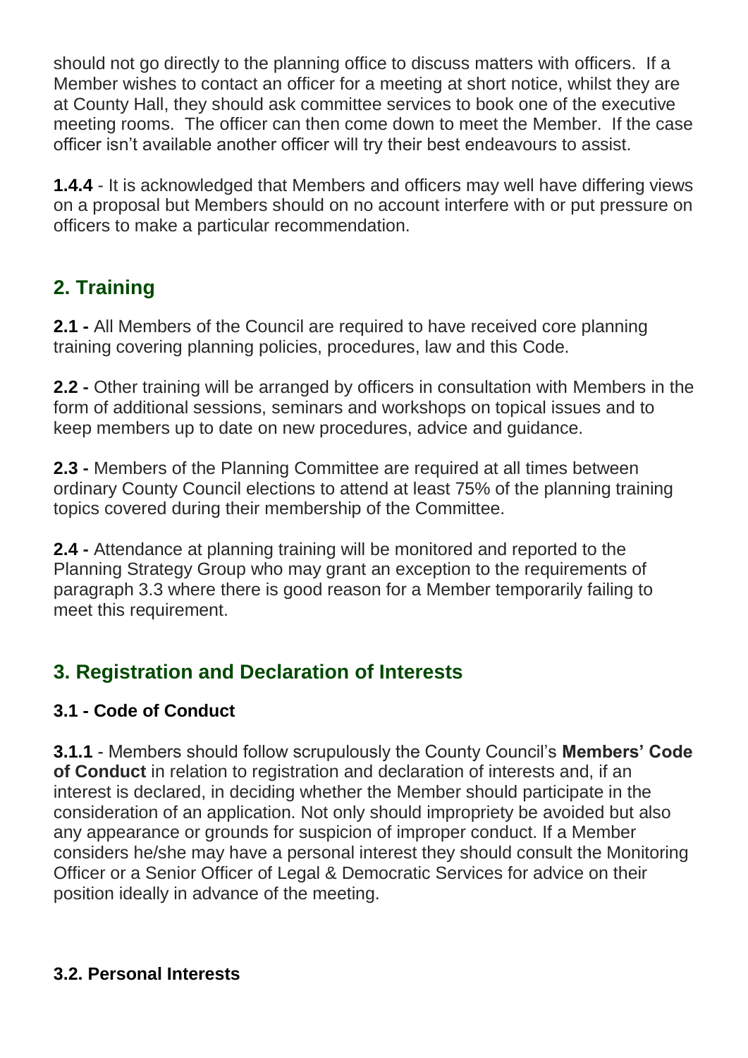should not go directly to the planning office to discuss matters with officers. If a Member wishes to contact an officer for a meeting at short notice, whilst they are at County Hall, they should ask committee services to book one of the executive meeting rooms. The officer can then come down to meet the Member. If the case officer isn't available another officer will try their best endeavours to assist.

**1.4.4** - It is acknowledged that Members and officers may well have differing views on a proposal but Members should on no account interfere with or put pressure on officers to make a particular recommendation.

## 2. Training

**2.1 -** All Members of the Council are required to have received core planning training covering planning policies, procedures, law and this Code.

**2.2 -** Other training will be arranged by officers in consultation with Members in the form of additional sessions, seminars and workshops on topical issues and to keep members up to date on new procedures, advice and guidance.

**2.3 -** Members of the Planning Committee are required at all times between ordinary County Council elections to attend at least 75% of the planning training topics covered during their membership of the Committee.

**2.4 -** Attendance at planning training will be monitored and reported to the Planning Strategy Group who may grant an exception to the requirements of paragraph 3.3 where there is good reason for a Member temporarily failing to meet this requirement.

## 3. Registration and Declaration of Interests

### 3.1 - Code of Conduct

**3.1.1** - Members should follow scrupulously the County Council's **Members' Code of Conduct** in relation to registration and declaration of interests and, if an interest is declared, in deciding whether the Member should participate in the consideration of an application. Not only should impropriety be avoided but also any appearance or grounds for suspicion of improper conduct. If a Member considers he/she may have a personal interest they should consult the Monitoring Officer or a Senior Officer of Legal & Democratic Services for advice on their position ideally in advance of the meeting.

### 3.2. Personal Interests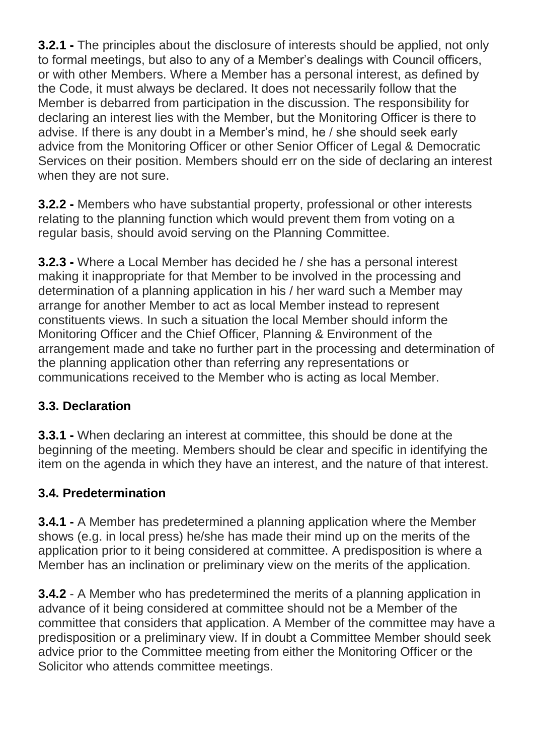**3.2.1 -** The principles about the disclosure of interests should be applied, not only to formal meetings, but also to any of a Member's dealings with Council officers, or with other Members. Where a Member has a personal interest, as defined by the Code, it must always be declared. It does not necessarily follow that the Member is debarred from participation in the discussion. The responsibility for declaring an interest lies with the Member, but the Monitoring Officer is there to advise. If there is any doubt in a Member's mind, he / she should seek early advice from the Monitoring Officer or other Senior Officer of Legal & Democratic Services on their position. Members should err on the side of declaring an interest when they are not sure.

**3.2.2 -** Members who have substantial property, professional or other interests relating to the planning function which would prevent them from voting on a regular basis, should avoid serving on the Planning Committee.

**3.2.3 -** Where a Local Member has decided he / she has a personal interest making it inappropriate for that Member to be involved in the processing and determination of a planning application in his / her ward such a Member may arrange for another Member to act as local Member instead to represent constituents views. In such a situation the local Member should inform the Monitoring Officer and the Chief Officer, Planning & Environment of the arrangement made and take no further part in the processing and determination of the planning application other than referring any representations or communications received to the Member who is acting as local Member.

### 3.3. Declaration

**3.3.1 -** When declaring an interest at committee, this should be done at the beginning of the meeting. Members should be clear and specific in identifying the item on the agenda in which they have an interest, and the nature of that interest.

### 3.4. Predetermination

**3.4.1 -** A Member has predetermined a planning application where the Member shows (e.g. in local press) he/she has made their mind up on the merits of the application prior to it being considered at committee. A predisposition is where a Member has an inclination or preliminary view on the merits of the application.

**3.4.2** - A Member who has predetermined the merits of a planning application in advance of it being considered at committee should not be a Member of the committee that considers that application. A Member of the committee may have a predisposition or a preliminary view. If in doubt a Committee Member should seek advice prior to the Committee meeting from either the Monitoring Officer or the Solicitor who attends committee meetings.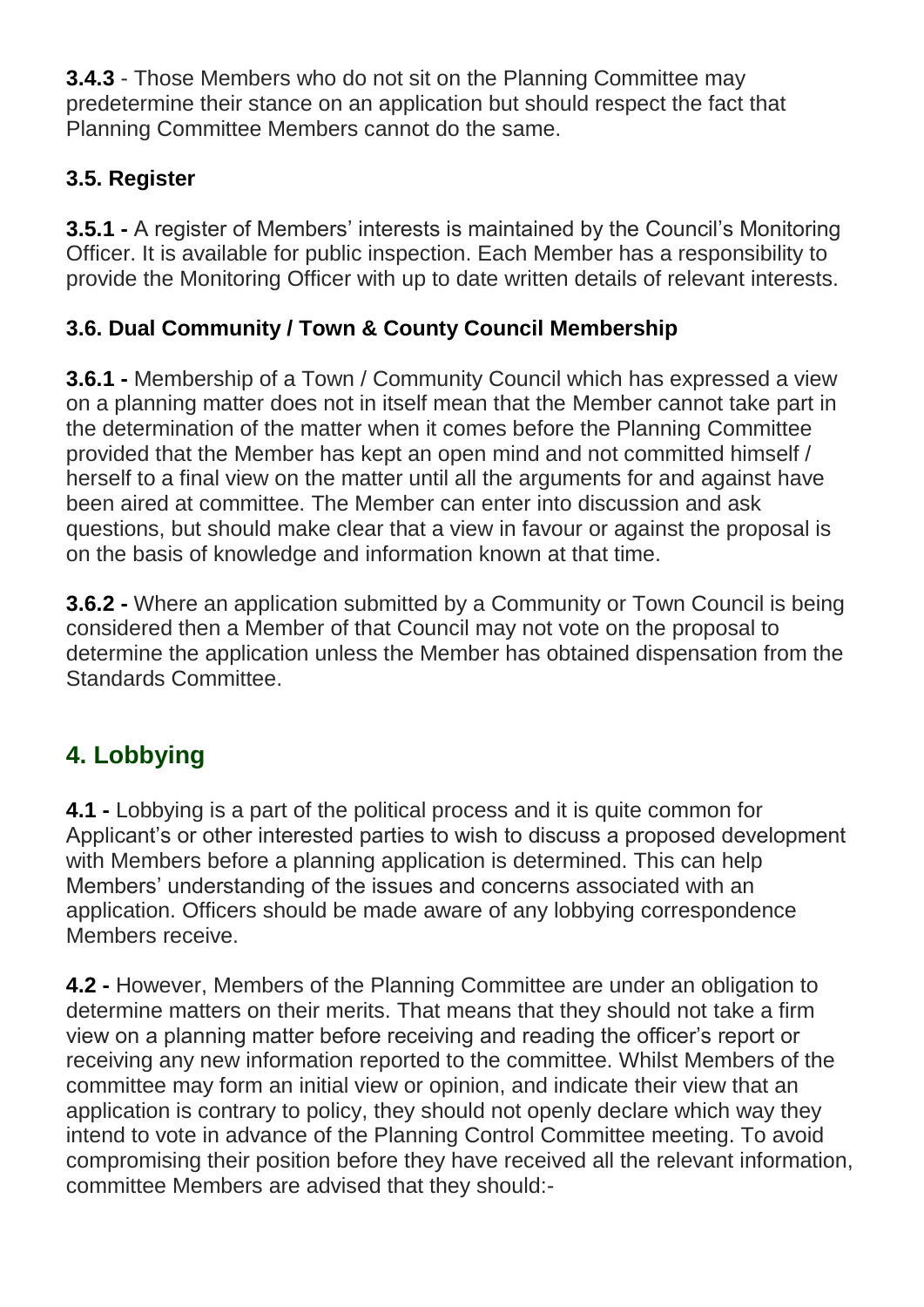**3.4.3** - Those Members who do not sit on the Planning Committee may predetermine their stance on an application but should respect the fact that Planning Committee Members cannot do the same.

### 3.5. Register

**3.5.1 -** A register of Members' interests is maintained by the Council's Monitoring Officer. It is available for public inspection. Each Member has a responsibility to provide the Monitoring Officer with up to date written details of relevant interests.

### 3.6. Dual Community / Town & County Council Membership

**3.6.1 -** Membership of a Town / Community Council which has expressed a view on a planning matter does not in itself mean that the Member cannot take part in the determination of the matter when it comes before the Planning Committee provided that the Member has kept an open mind and not committed himself / herself to a final view on the matter until all the arguments for and against have been aired at committee. The Member can enter into discussion and ask questions, but should make clear that a view in favour or against the proposal is on the basis of knowledge and information known at that time.

**3.6.2 -** Where an application submitted by a Community or Town Council is being considered then a Member of that Council may not vote on the proposal to determine the application unless the Member has obtained dispensation from the Standards Committee.

## 4. Lobbying

**4.1 -** Lobbying is a part of the political process and it is quite common for Applicant's or other interested parties to wish to discuss a proposed development with Members before a planning application is determined. This can help Members' understanding of the issues and concerns associated with an application. Officers should be made aware of any lobbying correspondence Members receive.

**4.2 -** However, Members of the Planning Committee are under an obligation to determine matters on their merits. That means that they should not take a firm view on a planning matter before receiving and reading the officer's report or receiving any new information reported to the committee. Whilst Members of the committee may form an initial view or opinion, and indicate their view that an application is contrary to policy, they should not openly declare which way they intend to vote in advance of the Planning Control Committee meeting. To avoid compromising their position before they have received all the relevant information, committee Members are advised that they should:-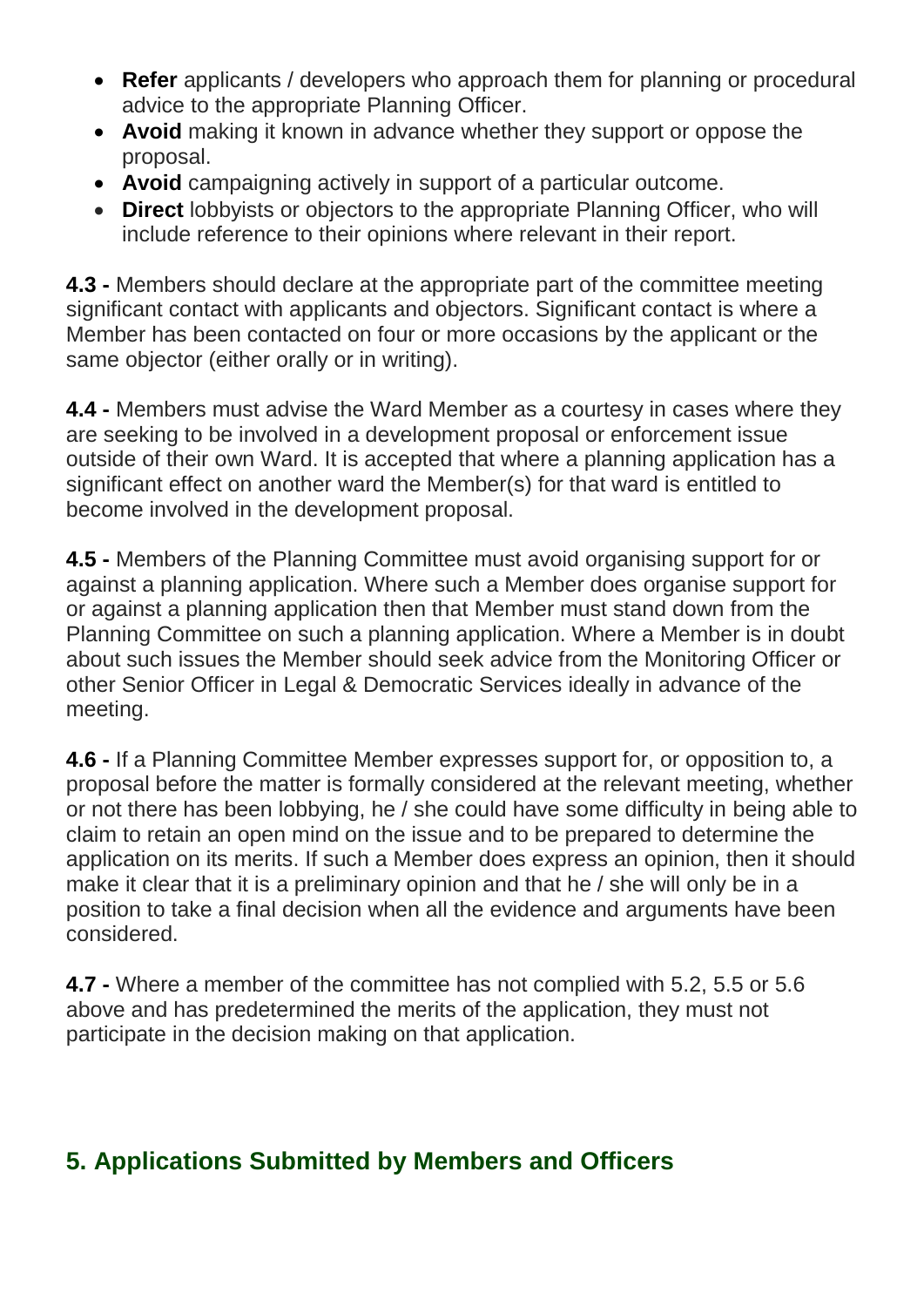- **Refer** applicants / developers who approach them for planning or procedural advice to the appropriate Planning Officer.
- **Avoid** making it known in advance whether they support or oppose the proposal.
- **Avoid** campaigning actively in support of a particular outcome.
- **Direct** lobbyists or objectors to the appropriate Planning Officer, who will include reference to their opinions where relevant in their report.

**4.3 -** Members should declare at the appropriate part of the committee meeting significant contact with applicants and objectors. Significant contact is where a Member has been contacted on four or more occasions by the applicant or the same objector (either orally or in writing).

**4.4 -** Members must advise the Ward Member as a courtesy in cases where they are seeking to be involved in a development proposal or enforcement issue outside of their own Ward. It is accepted that where a planning application has a significant effect on another ward the Member(s) for that ward is entitled to become involved in the development proposal.

**4.5 -** Members of the Planning Committee must avoid organising support for or against a planning application. Where such a Member does organise support for or against a planning application then that Member must stand down from the Planning Committee on such a planning application. Where a Member is in doubt about such issues the Member should seek advice from the Monitoring Officer or other Senior Officer in Legal & Democratic Services ideally in advance of the meeting.

**4.6 -** If a Planning Committee Member expresses support for, or opposition to, a proposal before the matter is formally considered at the relevant meeting, whether or not there has been lobbying, he / she could have some difficulty in being able to claim to retain an open mind on the issue and to be prepared to determine the application on its merits. If such a Member does express an opinion, then it should make it clear that it is a preliminary opinion and that he / she will only be in a position to take a final decision when all the evidence and arguments have been considered.

**4.7 -** Where a member of the committee has not complied with 5.2, 5.5 or 5.6 above and has predetermined the merits of the application, they must not participate in the decision making on that application.

## 5. Applications Submitted by Members and Officers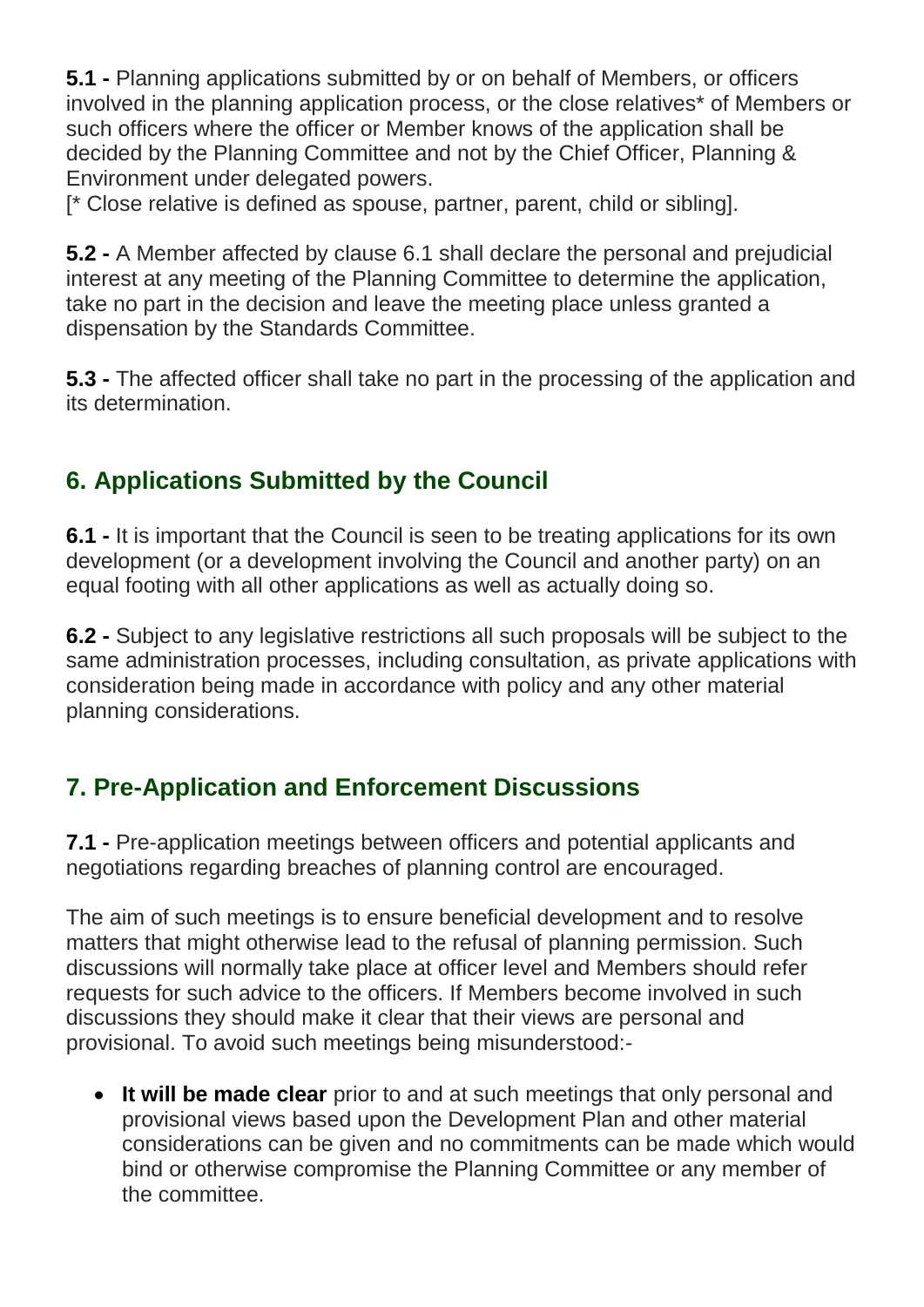**5.1 -** Planning applications submitted by or on behalf of Members, or officers involved in the planning application process, or the close relatives* of Members or such officers where the officer or Member knows of the application shall be decided by the Planning Committee and not by the Chief Officer, Planning & Environment under delegated powers.
[* Close relative is defined as spouse, partner, parent, child or sibling].

**5.2 -** A Member affected by clause 6.1 shall declare the personal and prejudicial interest at any meeting of the Planning Committee to determine the application, take no part in the decision and leave the meeting place unless granted a dispensation by the Standards Committee.

**5.3 -** The affected officer shall take no part in the processing of the application and its determination.

## 6. Applications Submitted by the Council

**6.1 -** It is important that the Council is seen to be treating applications for its own development (or a development involving the Council and another party) on an equal footing with all other applications as well as actually doing so.

**6.2 -** Subject to any legislative restrictions all such proposals will be subject to the same administration processes, including consultation, as private applications with consideration being made in accordance with policy and any other material planning considerations.

## 7. Pre-Application and Enforcement Discussions

**7.1 -** Pre-application meetings between officers and potential applicants and negotiations regarding breaches of planning control are encouraged.

The aim of such meetings is to ensure beneficial development and to resolve matters that might otherwise lead to the refusal of planning permission. Such discussions will normally take place at officer level and Members should refer requests for such advice to the officers. If Members become involved in such discussions they should make it clear that their views are personal and provisional. To avoid such meetings being misunderstood:-

- **It will be made clear** prior to and at such meetings that only personal and provisional views based upon the Development Plan and other material considerations can be given and no commitments can be made which would bind or otherwise compromise the Planning Committee or any member of the committee.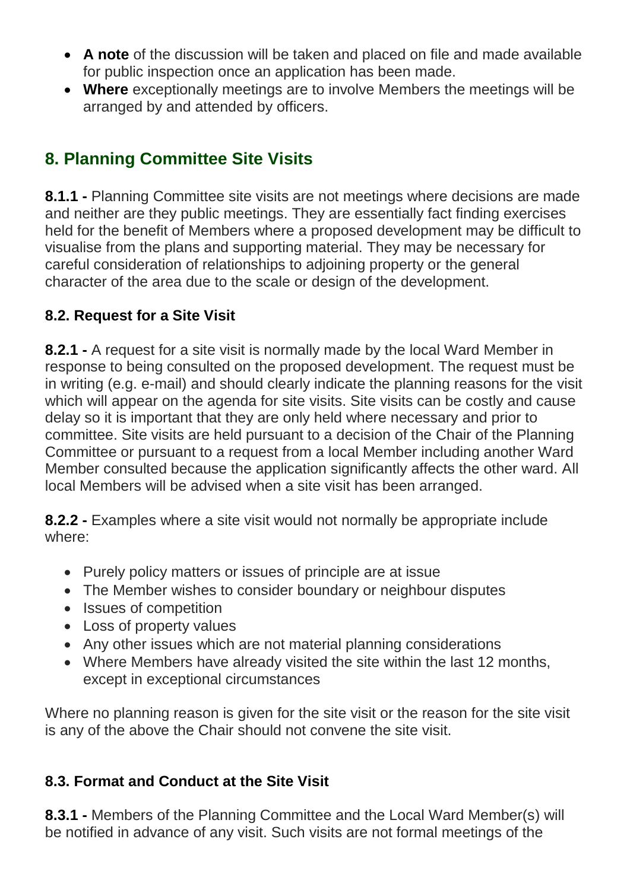- **A note** of the discussion will be taken and placed on file and made available for public inspection once an application has been made.
- **Where** exceptionally meetings are to involve Members the meetings will be arranged by and attended by officers.

## 8. Planning Committee Site Visits

**8.1.1 -** Planning Committee site visits are not meetings where decisions are made and neither are they public meetings. They are essentially fact finding exercises held for the benefit of Members where a proposed development may be difficult to visualise from the plans and supporting material. They may be necessary for careful consideration of relationships to adjoining property or the general character of the area due to the scale or design of the development.

### 8.2. Request for a Site Visit

**8.2.1 -** A request for a site visit is normally made by the local Ward Member in response to being consulted on the proposed development. The request must be in writing (e.g. e-mail) and should clearly indicate the planning reasons for the visit which will appear on the agenda for site visits. Site visits can be costly and cause delay so it is important that they are only held where necessary and prior to committee. Site visits are held pursuant to a decision of the Chair of the Planning Committee or pursuant to a request from a local Member including another Ward Member consulted because the application significantly affects the other ward. All local Members will be advised when a site visit has been arranged.

**8.2.2 -** Examples where a site visit would not normally be appropriate include where:

- Purely policy matters or issues of principle are at issue
- The Member wishes to consider boundary or neighbour disputes
- Issues of competition
- Loss of property values
- Any other issues which are not material planning considerations
- Where Members have already visited the site within the last 12 months, except in exceptional circumstances

Where no planning reason is given for the site visit or the reason for the site visit is any of the above the Chair should not convene the site visit.

### 8.3. Format and Conduct at the Site Visit

**8.3.1 -** Members of the Planning Committee and the Local Ward Member(s) will be notified in advance of any visit. Such visits are not formal meetings of the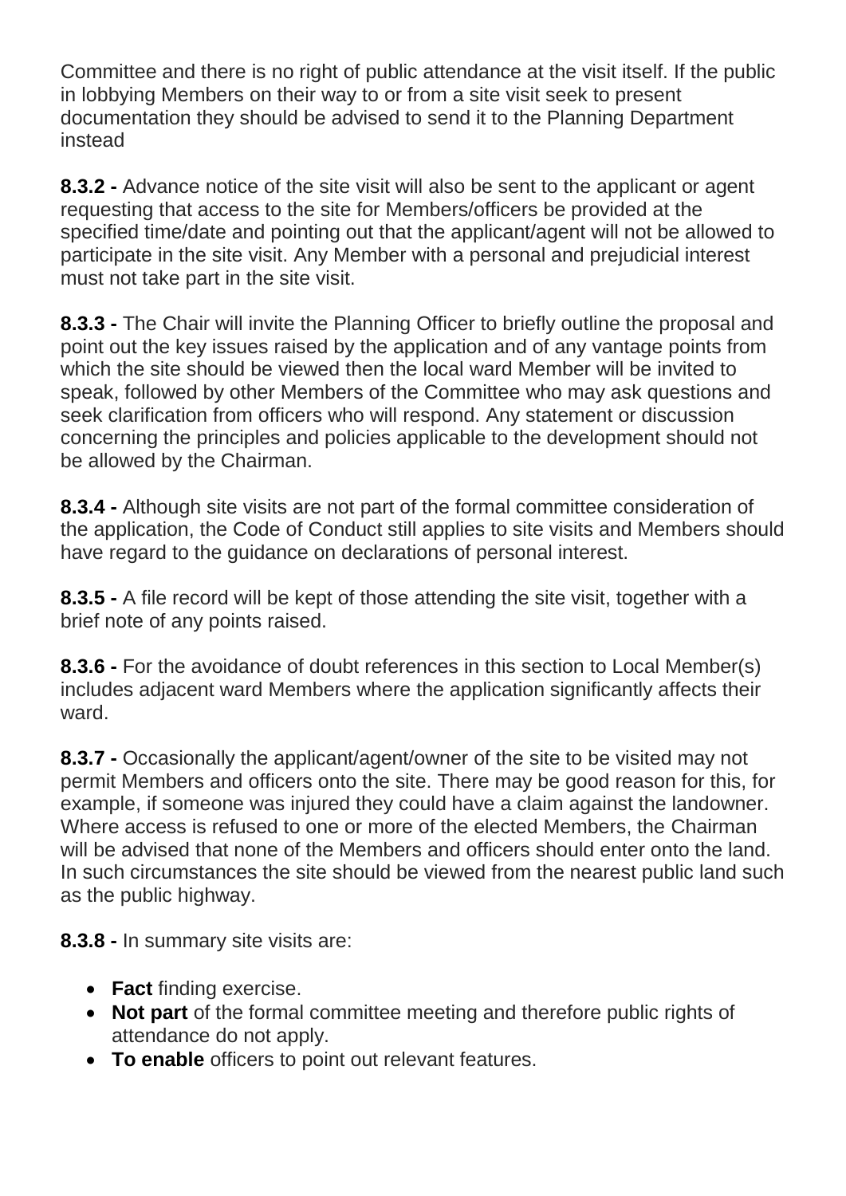Committee and there is no right of public attendance at the visit itself. If the public in lobbying Members on their way to or from a site visit seek to present documentation they should be advised to send it to the Planning Department instead

**8.3.2 -** Advance notice of the site visit will also be sent to the applicant or agent requesting that access to the site for Members/officers be provided at the specified time/date and pointing out that the applicant/agent will not be allowed to participate in the site visit. Any Member with a personal and prejudicial interest must not take part in the site visit.

**8.3.3 -** The Chair will invite the Planning Officer to briefly outline the proposal and point out the key issues raised by the application and of any vantage points from which the site should be viewed then the local ward Member will be invited to speak, followed by other Members of the Committee who may ask questions and seek clarification from officers who will respond. Any statement or discussion concerning the principles and policies applicable to the development should not be allowed by the Chairman.

**8.3.4 -** Although site visits are not part of the formal committee consideration of the application, the Code of Conduct still applies to site visits and Members should have regard to the guidance on declarations of personal interest.

**8.3.5 -** A file record will be kept of those attending the site visit, together with a brief note of any points raised.

**8.3.6 -** For the avoidance of doubt references in this section to Local Member(s) includes adjacent ward Members where the application significantly affects their ward.

**8.3.7 -** Occasionally the applicant/agent/owner of the site to be visited may not permit Members and officers onto the site. There may be good reason for this, for example, if someone was injured they could have a claim against the landowner. Where access is refused to one or more of the elected Members, the Chairman will be advised that none of the Members and officers should enter onto the land. In such circumstances the site should be viewed from the nearest public land such as the public highway.

**8.3.8 -** In summary site visits are:

- **Fact** finding exercise.
- **Not part** of the formal committee meeting and therefore public rights of attendance do not apply.
- **To enable** officers to point out relevant features.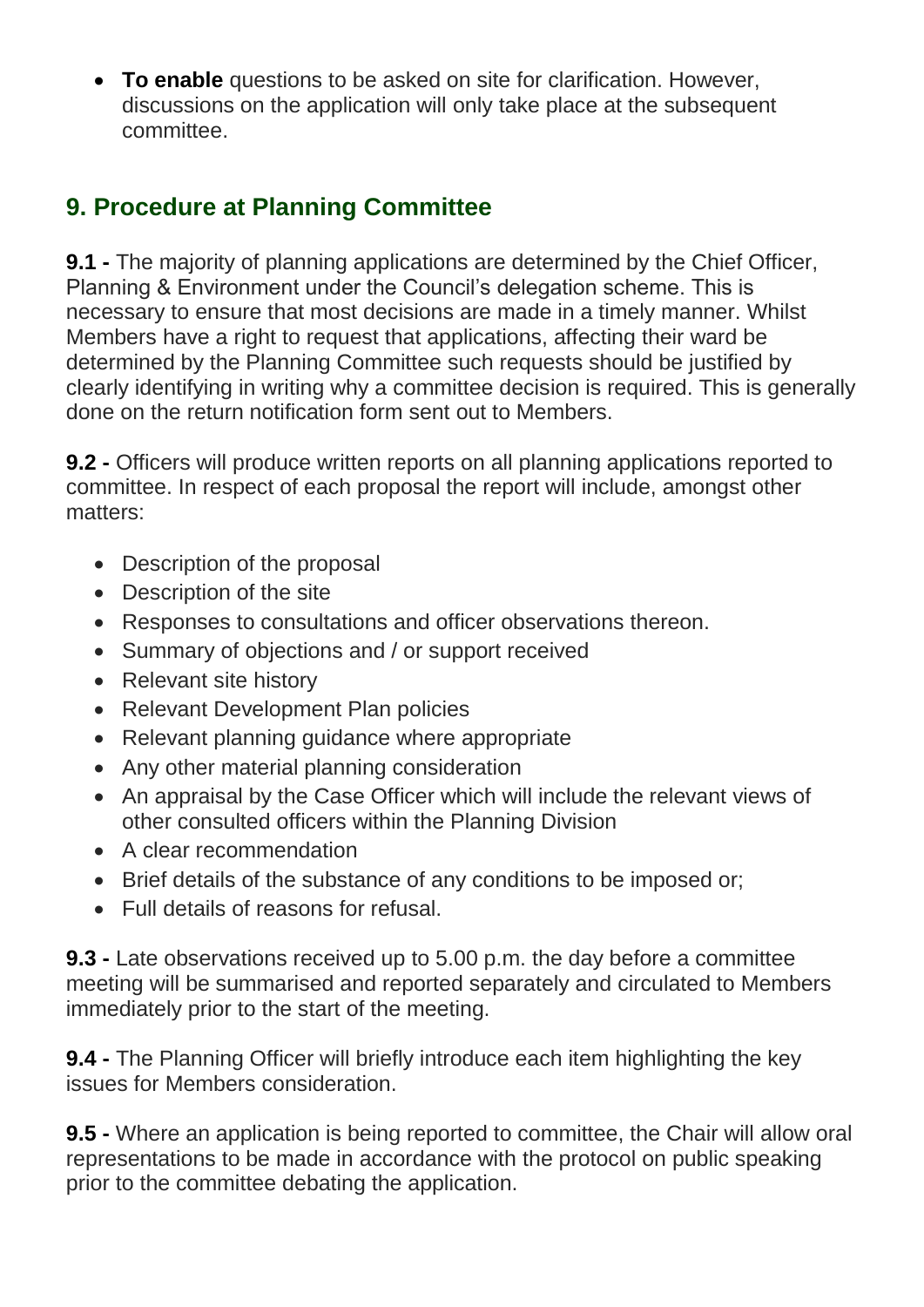- **To enable** questions to be asked on site for clarification. However, discussions on the application will only take place at the subsequent committee.

## 9. Procedure at Planning Committee

**9.1 -** The majority of planning applications are determined by the Chief Officer, Planning & Environment under the Council's delegation scheme. This is necessary to ensure that most decisions are made in a timely manner. Whilst Members have a right to request that applications, affecting their ward be determined by the Planning Committee such requests should be justified by clearly identifying in writing why a committee decision is required. This is generally done on the return notification form sent out to Members.

**9.2 -** Officers will produce written reports on all planning applications reported to committee. In respect of each proposal the report will include, amongst other matters:

- Description of the proposal
- Description of the site
- Responses to consultations and officer observations thereon.
- Summary of objections and / or support received
- Relevant site history
- Relevant Development Plan policies
- Relevant planning guidance where appropriate
- Any other material planning consideration
- An appraisal by the Case Officer which will include the relevant views of other consulted officers within the Planning Division
- A clear recommendation
- Brief details of the substance of any conditions to be imposed or;
- Full details of reasons for refusal.

**9.3 -** Late observations received up to 5.00 p.m. the day before a committee meeting will be summarised and reported separately and circulated to Members immediately prior to the start of the meeting.

**9.4 -** The Planning Officer will briefly introduce each item highlighting the key issues for Members consideration.

**9.5 -** Where an application is being reported to committee, the Chair will allow oral representations to be made in accordance with the protocol on public speaking prior to the committee debating the application.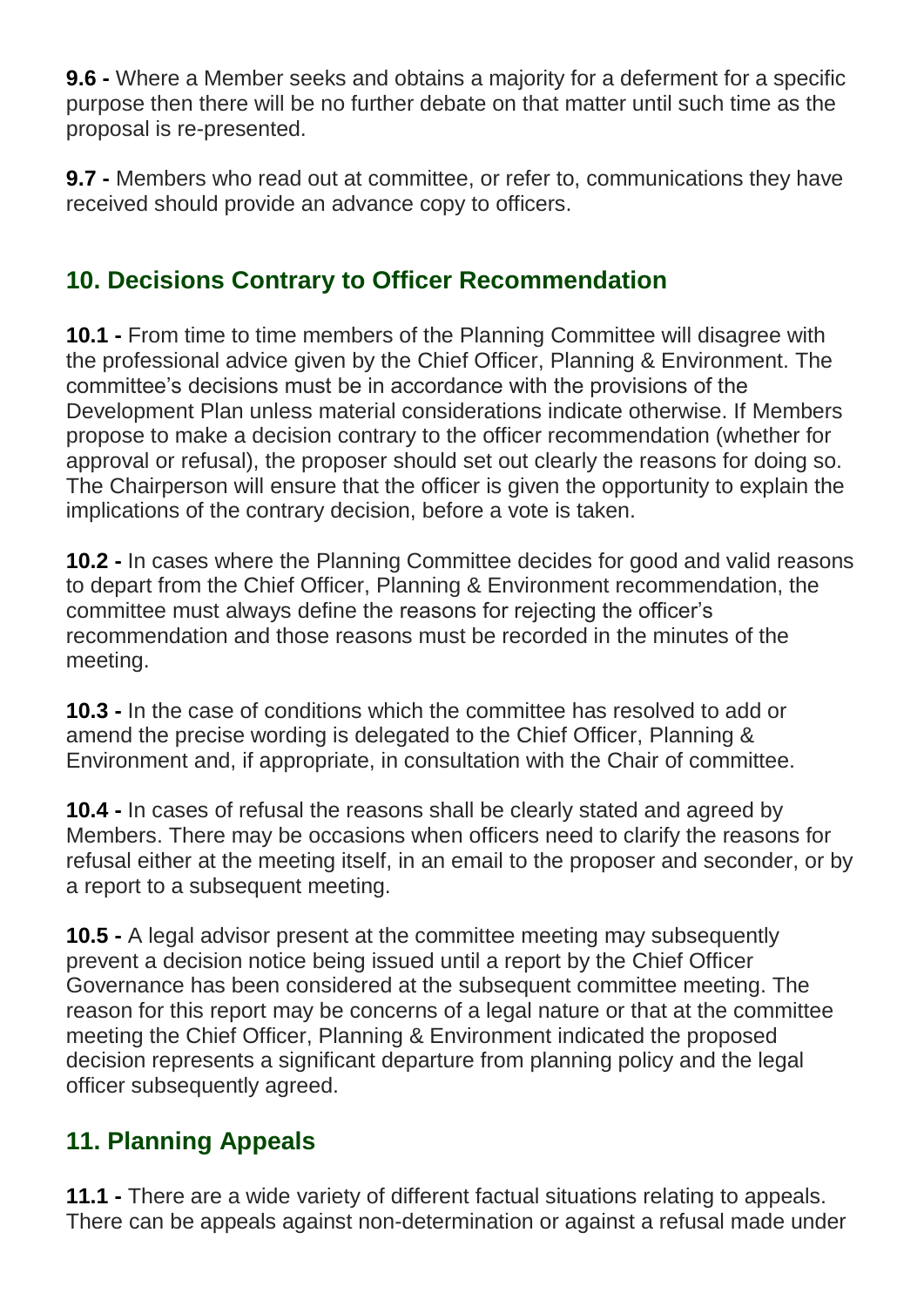**9.6 -** Where a Member seeks and obtains a majority for a deferment for a specific purpose then there will be no further debate on that matter until such time as the proposal is re-presented.

**9.7 -** Members who read out at committee, or refer to, communications they have received should provide an advance copy to officers.

## 10. Decisions Contrary to Officer Recommendation

**10.1 -** From time to time members of the Planning Committee will disagree with the professional advice given by the Chief Officer, Planning & Environment. The committee's decisions must be in accordance with the provisions of the Development Plan unless material considerations indicate otherwise. If Members propose to make a decision contrary to the officer recommendation (whether for approval or refusal), the proposer should set out clearly the reasons for doing so. The Chairperson will ensure that the officer is given the opportunity to explain the implications of the contrary decision, before a vote is taken.

**10.2 -** In cases where the Planning Committee decides for good and valid reasons to depart from the Chief Officer, Planning & Environment recommendation, the committee must always define the reasons for rejecting the officer's recommendation and those reasons must be recorded in the minutes of the meeting.

**10.3 -** In the case of conditions which the committee has resolved to add or amend the precise wording is delegated to the Chief Officer, Planning & Environment and, if appropriate, in consultation with the Chair of committee.

**10.4 -** In cases of refusal the reasons shall be clearly stated and agreed by Members. There may be occasions when officers need to clarify the reasons for refusal either at the meeting itself, in an email to the proposer and seconder, or by a report to a subsequent meeting.

**10.5 -** A legal advisor present at the committee meeting may subsequently prevent a decision notice being issued until a report by the Chief Officer Governance has been considered at the subsequent committee meeting. The reason for this report may be concerns of a legal nature or that at the committee meeting the Chief Officer, Planning & Environment indicated the proposed decision represents a significant departure from planning policy and the legal officer subsequently agreed.

## 11. Planning Appeals

**11.1 -** There are a wide variety of different factual situations relating to appeals. There can be appeals against non-determination or against a refusal made under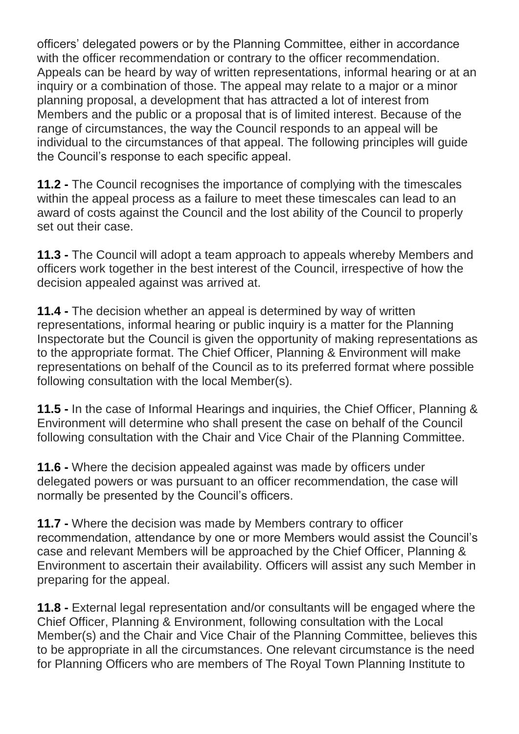officers' delegated powers or by the Planning Committee, either in accordance with the officer recommendation or contrary to the officer recommendation. Appeals can be heard by way of written representations, informal hearing or at an inquiry or a combination of those. The appeal may relate to a major or a minor planning proposal, a development that has attracted a lot of interest from Members and the public or a proposal that is of limited interest. Because of the range of circumstances, the way the Council responds to an appeal will be individual to the circumstances of that appeal. The following principles will guide the Council's response to each specific appeal.

**11.2 -** The Council recognises the importance of complying with the timescales within the appeal process as a failure to meet these timescales can lead to an award of costs against the Council and the lost ability of the Council to properly set out their case.

**11.3 -** The Council will adopt a team approach to appeals whereby Members and officers work together in the best interest of the Council, irrespective of how the decision appealed against was arrived at.

**11.4 -** The decision whether an appeal is determined by way of written representations, informal hearing or public inquiry is a matter for the Planning Inspectorate but the Council is given the opportunity of making representations as to the appropriate format. The Chief Officer, Planning & Environment will make representations on behalf of the Council as to its preferred format where possible following consultation with the local Member(s).

**11.5 -** In the case of Informal Hearings and inquiries, the Chief Officer, Planning & Environment will determine who shall present the case on behalf of the Council following consultation with the Chair and Vice Chair of the Planning Committee.

**11.6 -** Where the decision appealed against was made by officers under delegated powers or was pursuant to an officer recommendation, the case will normally be presented by the Council's officers.

**11.7 -** Where the decision was made by Members contrary to officer recommendation, attendance by one or more Members would assist the Council's case and relevant Members will be approached by the Chief Officer, Planning & Environment to ascertain their availability. Officers will assist any such Member in preparing for the appeal.

**11.8 -** External legal representation and/or consultants will be engaged where the Chief Officer, Planning & Environment, following consultation with the Local Member(s) and the Chair and Vice Chair of the Planning Committee, believes this to be appropriate in all the circumstances. One relevant circumstance is the need for Planning Officers who are members of The Royal Town Planning Institute to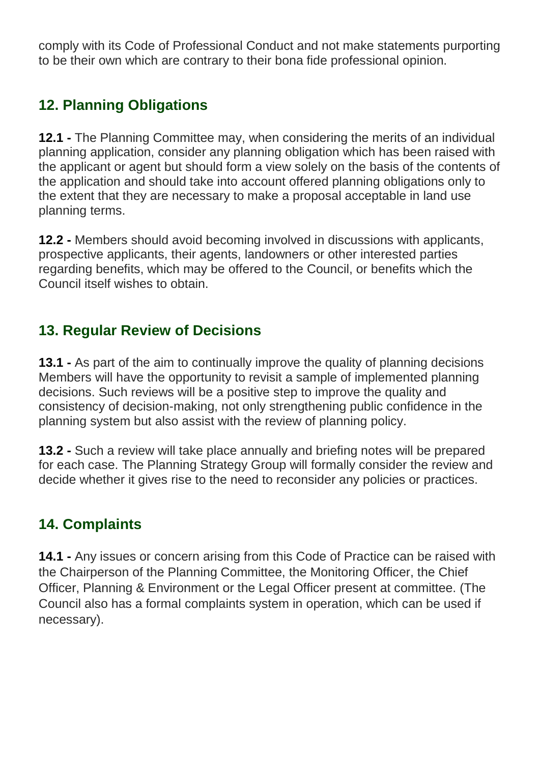comply with its Code of Professional Conduct and not make statements purporting to be their own which are contrary to their bona fide professional opinion.

## 12. Planning Obligations

**12.1 -** The Planning Committee may, when considering the merits of an individual planning application, consider any planning obligation which has been raised with the applicant or agent but should form a view solely on the basis of the contents of the application and should take into account offered planning obligations only to the extent that they are necessary to make a proposal acceptable in land use planning terms.

**12.2 -** Members should avoid becoming involved in discussions with applicants, prospective applicants, their agents, landowners or other interested parties regarding benefits, which may be offered to the Council, or benefits which the Council itself wishes to obtain.

## 13. Regular Review of Decisions

**13.1 -** As part of the aim to continually improve the quality of planning decisions Members will have the opportunity to revisit a sample of implemented planning decisions. Such reviews will be a positive step to improve the quality and consistency of decision-making, not only strengthening public confidence in the planning system but also assist with the review of planning policy.

**13.2 -** Such a review will take place annually and briefing notes will be prepared for each case. The Planning Strategy Group will formally consider the review and decide whether it gives rise to the need to reconsider any policies or practices.

## 14. Complaints

**14.1 -** Any issues or concern arising from this Code of Practice can be raised with the Chairperson of the Planning Committee, the Monitoring Officer, the Chief Officer, Planning & Environment or the Legal Officer present at committee. (The Council also has a formal complaints system in operation, which can be used if necessary).